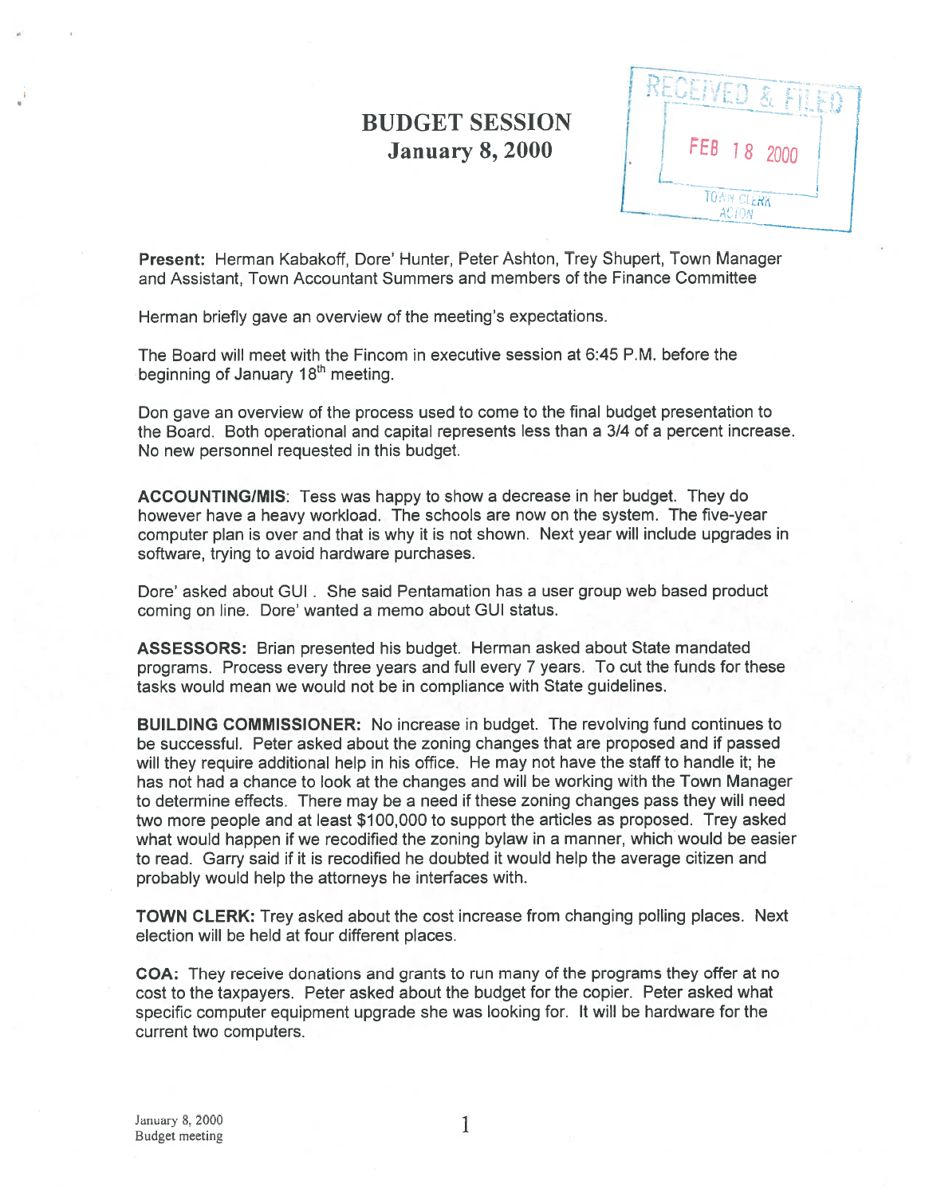# BUDGET SESSION
## January 8, 2000

RECEIVED & FILED
FEB 18 2000
TOWN CLERK
ACTON

**Present:** Herman Kabakoff, Dore' Hunter, Peter Ashton, Trey Shupert, Town Manager and Assistant, Town Accountant Summers and members of the Finance Committee

Herman briefly gave an overview of the meeting's expectations.

The Board will meet with the Fincom in executive session at 6:45 P.M. before the beginning of January 18th meeting.

Don gave an overview of the process used to come to the final budget presentation to the Board. Both operational and capital represents less than a 3/4 of a percent increase. No new personnel requested in this budget.

**ACCOUNTING/MIS**: Tess was happy to show a decrease in her budget. They do however have a heavy workload. The schools are now on the system. The five-year computer plan is over and that is why it is not shown. Next year will include upgrades in software, trying to avoid hardware purchases.

Dore' asked about GUI . She said Pentamation has a user group web based product coming on line. Dore' wanted a memo about GUI status.

**ASSESSORS:** Brian presented his budget. Herman asked about State mandated programs. Process every three years and full every 7 years. To cut the funds for these tasks would mean we would not be in compliance with State guidelines.

**BUILDING COMMISSIONER:** No increase in budget. The revolving fund continues to be successful. Peter asked about the zoning changes that are proposed and if passed will they require additional help in his office. He may not have the staff to handle it; he has not had a chance to look at the changes and will be working with the Town Manager to determine effects. There may be a need if these zoning changes pass they will need two more people and at least $100,000 to support the articles as proposed. Trey asked what would happen if we recodified the zoning bylaw in a manner, which would be easier to read. Garry said if it is recodified he doubted it would help the average citizen and probably would help the attorneys he interfaces with.

**TOWN CLERK:** Trey asked about the cost increase from changing polling places. Next election will be held at four different places.

**COA:** They receive donations and grants to run many of the programs they offer at no cost to the taxpayers. Peter asked about the budget for the copier. Peter asked what specific computer equipment upgrade she was looking for. It will be hardware for the current two computers.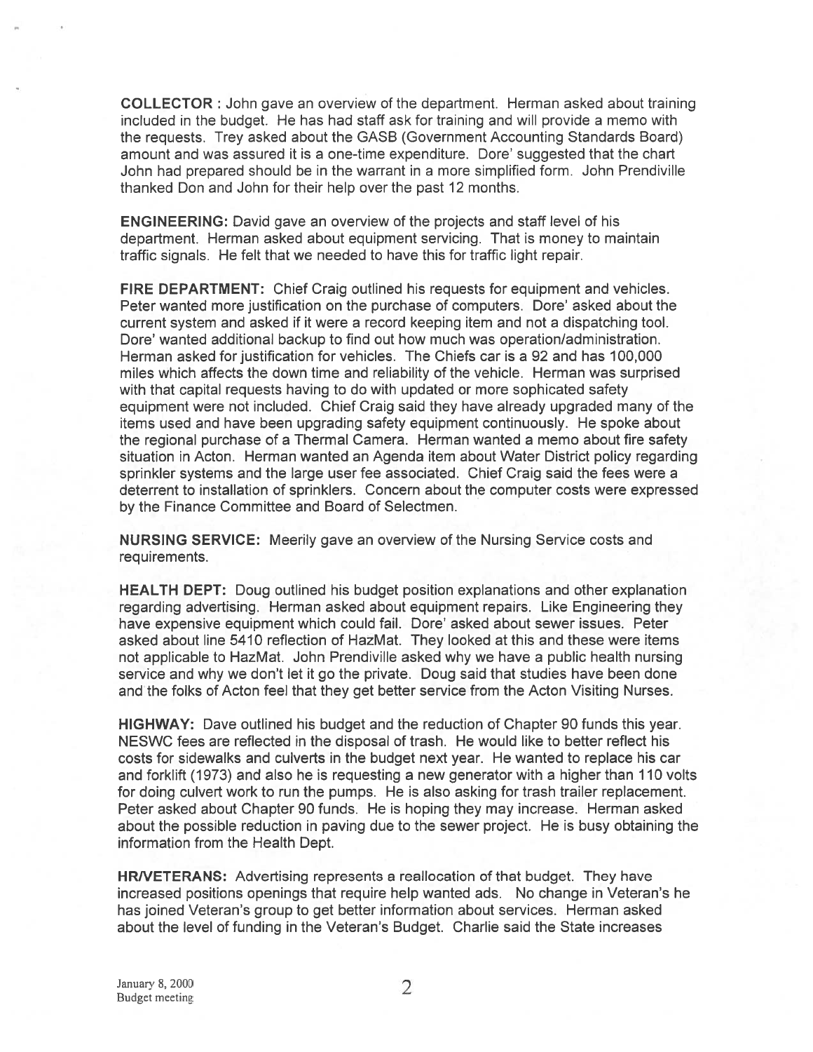**COLLECTOR** : John gave an overview of the department. Herman asked about training included in the budget. He has had staff ask for training and will provide a memo with the requests. Trey asked about the GASB (Government Accounting Standards Board) amount and was assured it is a one-time expenditure. Dore' suggested that the chart John had prepared should be in the warrant in a more simplified form. John Prendiville thanked Don and John for their help over the past 12 months.

**ENGINEERING:** David gave an overview of the projects and staff level of his department. Herman asked about equipment servicing. That is money to maintain traffic signals. He felt that we needed to have this for traffic light repair.

**FIRE DEPARTMENT:** Chief Craig outlined his requests for equipment and vehicles. Peter wanted more justification on the purchase of computers. Dore' asked about the current system and asked if it were a record keeping item and not a dispatching tool. Dore' wanted additional backup to find out how much was operation/administration. Herman asked for justification for vehicles. The Chiefs car is a 92 and has 100,000 miles which affects the down time and reliability of the vehicle. Herman was surprised with that capital requests having to do with updated or more sophicated safety equipment were not included. Chief Craig said they have already upgraded many of the items used and have been upgrading safety equipment continuously. He spoke about the regional purchase of a Thermal Camera. Herman wanted a memo about fire safety situation in Acton. Herman wanted an Agenda item about Water District policy regarding sprinkler systems and the large user fee associated. Chief Craig said the fees were a deterrent to installation of sprinklers. Concern about the computer costs were expressed by the Finance Committee and Board of Selectmen.

**NURSING SERVICE:** Meerily gave an overview of the Nursing Service costs and requirements.

**HEALTH DEPT:** Doug outlined his budget position explanations and other explanation regarding advertising. Herman asked about equipment repairs. Like Engineering they have expensive equipment which could fail. Dore' asked about sewer issues. Peter asked about line 5410 reflection of HazMat. They looked at this and these were items not applicable to HazMat. John Prendiville asked why we have a public health nursing service and why we don't let it go the private. Doug said that studies have been done and the folks of Acton feel that they get better service from the Acton Visiting Nurses.

**HIGHWAY:** Dave outlined his budget and the reduction of Chapter 90 funds this year. NESWC fees are reflected in the disposal of trash. He would like to better reflect his costs for sidewalks and culverts in the budget next year. He wanted to replace his car and forklift (1973) and also he is requesting a new generator with a higher than 110 volts for doing culvert work to run the pumps. He is also asking for trash trailer replacement. Peter asked about Chapter 90 funds. He is hoping they may increase. Herman asked about the possible reduction in paving due to the sewer project. He is busy obtaining the information from the Health Dept.

**HR/VETERANS:** Advertising represents a reallocation of that budget. They have increased positions openings that require help wanted ads. No change in Veteran's he has joined Veteran's group to get better information about services. Herman asked about the level of funding in the Veteran's Budget. Charlie said the State increases

January 8, 2000
Budget meeting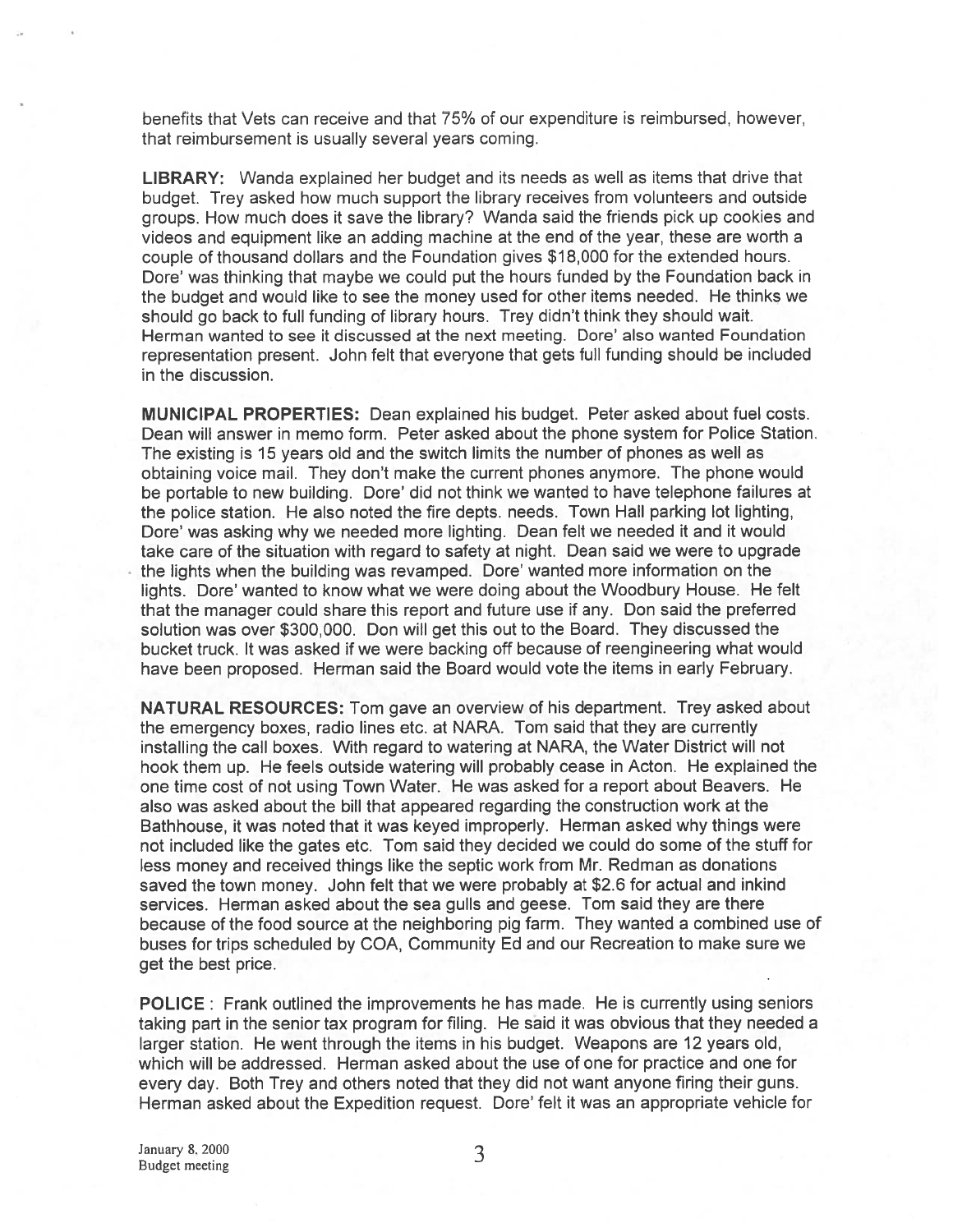benefits that Vets can receive and that 75% of our expenditure is reimbursed, however, that reimbursement is usually several years coming.

**LIBRARY:** Wanda explained her budget and its needs as well as items that drive that budget. Trey asked how much support the library receives from volunteers and outside groups. How much does it save the library? Wanda said the friends pick up cookies and videos and equipment like an adding machine at the end of the year, these are worth a couple of thousand dollars and the Foundation gives $18,000 for the extended hours. Dore' was thinking that maybe we could put the hours funded by the Foundation back in the budget and would like to see the money used for other items needed. He thinks we should go back to full funding of library hours. Trey didn't think they should wait. Herman wanted to see it discussed at the next meeting. Dore' also wanted Foundation representation present. John felt that everyone that gets full funding should be included in the discussion.

**MUNICIPAL PROPERTIES:** Dean explained his budget. Peter asked about fuel costs. Dean will answer in memo form. Peter asked about the phone system for Police Station. The existing is 15 years old and the switch limits the number of phones as well as obtaining voice mail. They don't make the current phones anymore. The phone would be portable to new building. Dore' did not think we wanted to have telephone failures at the police station. He also noted the fire depts. needs. Town Hall parking lot lighting, Dore' was asking why we needed more lighting. Dean felt we needed it and it would take care of the situation with regard to safety at night. Dean said we were to upgrade the lights when the building was revamped. Dore' wanted more information on the lights. Dore' wanted to know what we were doing about the Woodbury House. He felt that the manager could share this report and future use if any. Don said the preferred solution was over $300,000. Don will get this out to the Board. They discussed the bucket truck. It was asked if we were backing off because of reengineering what would have been proposed. Herman said the Board would vote the items in early February.

**NATURAL RESOURCES:** Tom gave an overview of his department. Trey asked about the emergency boxes, radio lines etc. at NARA. Tom said that they are currently installing the call boxes. With regard to watering at NARA, the Water District will not hook them up. He feels outside watering will probably cease in Acton. He explained the one time cost of not using Town Water. He was asked for a report about Beavers. He also was asked about the bill that appeared regarding the construction work at the Bathhouse, it was noted that it was keyed improperly. Herman asked why things were not included like the gates etc. Tom said they decided we could do some of the stuff for less money and received things like the septic work from Mr. Redman as donations saved the town money. John felt that we were probably at $2.6 for actual and inkind services. Herman asked about the sea gulls and geese. Tom said they are there because of the food source at the neighboring pig farm. They wanted a combined use of buses for trips scheduled by COA, Community Ed and our Recreation to make sure we get the best price.

**POLICE** : Frank outlined the improvements he has made. He is currently using seniors taking part in the senior tax program for filing. He said it was obvious that they needed a larger station. He went through the items in his budget. Weapons are 12 years old, which will be addressed. Herman asked about the use of one for practice and one for every day. Both Trey and others noted that they did not want anyone firing their guns. Herman asked about the Expedition request. Dore' felt it was an appropriate vehicle for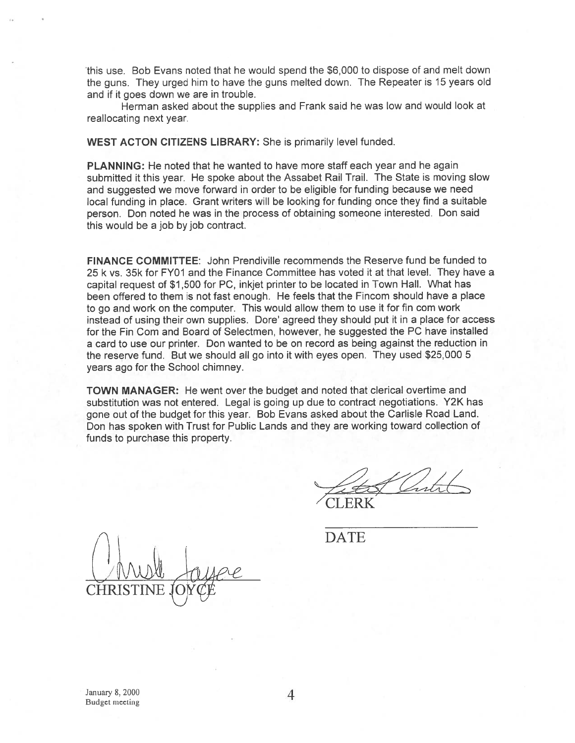this use. Bob Evans noted that he would spend the $6,000 to dispose of and melt down the guns. They urged him to have the guns melted down. The Repeater is 15 years old and if it goes down we are in trouble.

Herman asked about the supplies and Frank said he was low and would look at reallocating next year.

**WEST ACTON CITIZENS LIBRARY:** She is primarily level funded.

**PLANNING:** He noted that he wanted to have more staff each year and he again submitted it this year. He spoke about the Assabet Rail Trail. The State is moving slow and suggested we move forward in order to be eligible for funding because we need local funding in place. Grant writers will be looking for funding once they find a suitable person. Don noted he was in the process of obtaining someone interested. Don said this would be a job by job contract.

**FINANCE COMMITTEE:** John Prendiville recommends the Reserve fund be funded to 25 k vs. 35k for FY01 and the Finance Committee has voted it at that level. They have a capital request of $1,500 for PC, inkjet printer to be located in Town Hall. What has been offered to them is not fast enough. He feels that the Fincom should have a place to go and work on the computer. This would allow them to use it for fin com work instead of using their own supplies. Dore' agreed they should put it in a place for access for the Fin Com and Board of Selectmen, however, he suggested the PC have installed a card to use our printer. Don wanted to be on record as being against the reduction in the reserve fund. But we should all go into it with eyes open. They used $25,000 5 years ago for the School chimney.

**TOWN MANAGER:** He went over the budget and noted that clerical overtime and substitution was not entered. Legal is going up due to contract negotiations. Y2K has gone out of the budget for this year. Bob Evans asked about the Carlisle Road Land. Don has spoken with Trust for Public Lands and they are working toward collection of funds to purchase this property.

CLERK

DATE

CHRISTINE JOYCE

January 8, 2000
Budget meeting